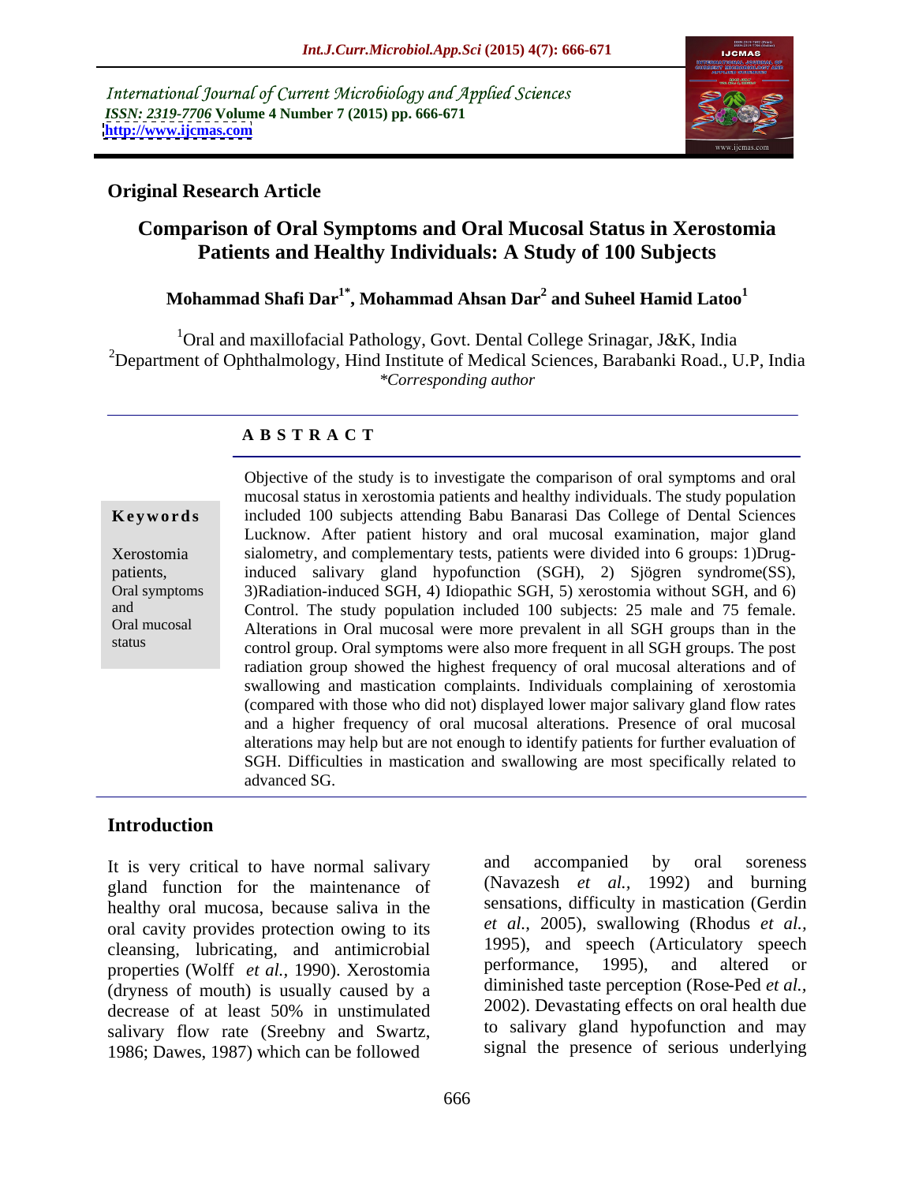International Journal of Current Microbiology and Applied Sciences
*ISSN: 2319-7706* **Volume 4 Number 7 (2015) pp. 666-671**
**http://www.ijcmas.com**

**Original Research Article**

# Comparison of Oral Symptoms and Oral Mucosal Status in Xerostomia Patients and Healthy Individuals: A Study of 100 Subjects

**Mohammad Shafi Dar[1*], Mohammad Ahsan Dar[2] and Suheel Hamid Latoo[1]**

[1]Oral and maxillofacial Pathology, Govt. Dental College Srinagar, J&K, India
[2]Department of Ophthalmology, Hind Institute of Medical Sciences, Barabanki Road., U.P, India
*\*Corresponding author*

## A B S T R A C T

**Keywords**

Xerostomia patients, Oral symptoms and Oral mucosal status

Objective of the study is to investigate the comparison of oral symptoms and oral mucosal status in xerostomia patients and healthy individuals. The study population included 100 subjects attending Babu Banarasi Das College of Dental Sciences Lucknow. After patient history and oral mucosal examination, major gland sialometry, and complementary tests, patients were divided into 6 groups: 1)Drug-induced salivary gland hypofunction (SGH), 2) Sjögren syndrome(SS), 3)Radiation-induced SGH, 4) Idiopathic SGH, 5) xerostomia without SGH, and 6) Control. The study population included 100 subjects: 25 male and 75 female. Alterations in Oral mucosal were more prevalent in all SGH groups than in the control group. Oral symptoms were also more frequent in all SGH groups. The post radiation group showed the highest frequency of oral mucosal alterations and of swallowing and mastication complaints. Individuals complaining of xerostomia (compared with those who did not) displayed lower major salivary gland flow rates and a higher frequency of oral mucosal alterations. Presence of oral mucosal alterations may help but are not enough to identify patients for further evaluation of SGH. Difficulties in mastication and swallowing are most specifically related to advanced SG.

## Introduction

It is very critical to have normal salivary gland function for the maintenance of healthy oral mucosa, because saliva in the oral cavity provides protection owing to its cleansing, lubricating, and antimicrobial properties (Wolff *et al.*, 1990). Xerostomia (dryness of mouth) is usually caused by a decrease of at least 50% in unstimulated salivary flow rate (Sreebny and Swartz, 1986; Dawes, 1987) which can be followed and accompanied by oral soreness (Navazesh *et al.*, 1992) and burning sensations, difficulty in mastication (Gerdin *et al.*, 2005), swallowing (Rhodus *et al.*, 1995), and speech (Articulatory speech performance, 1995), and altered or diminished taste perception (Rose-Ped *et al.*, 2002). Devastating effects on oral health due to salivary gland hypofunction and may signal the presence of serious underlying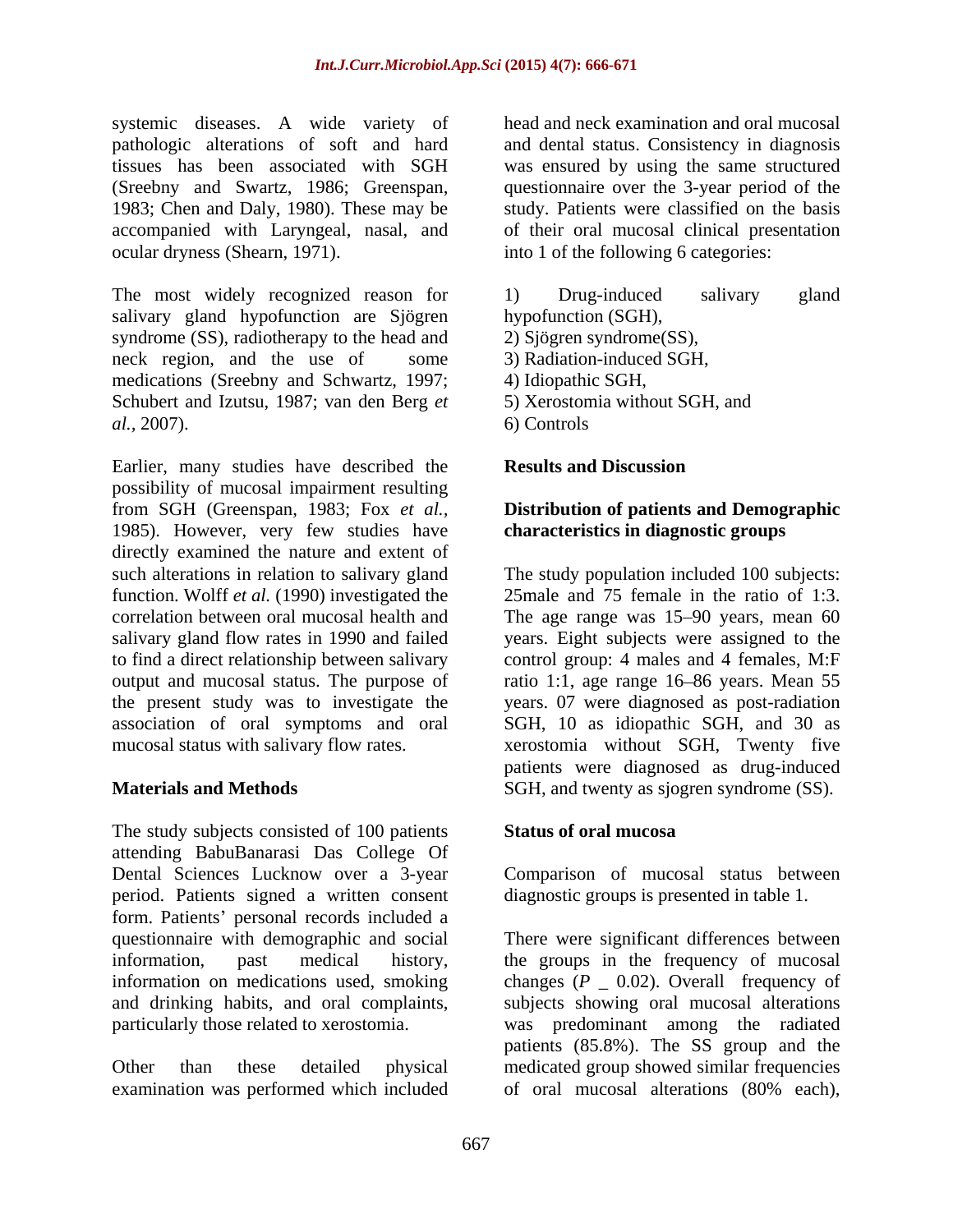systemic diseases. A wide variety of pathologic alterations of soft and hard tissues has been associated with SGH (Sreebny and Swartz, 1986; Greenspan, 1983; Chen and Daly, 1980). These may be accompanied with Laryngeal, nasal, and ocular dryness (Shearn, 1971).

The most widely recognized reason for salivary gland hypofunction are Sjögren syndrome (SS), radiotherapy to the head and neck region, and the use of some medications (Sreebny and Schwartz, 1997; Schubert and Izutsu, 1987; van den Berg *et al.*, 2007).

Earlier, many studies have described the possibility of mucosal impairment resulting from SGH (Greenspan, 1983; Fox *et al.*, 1985). However, very few studies have directly examined the nature and extent of such alterations in relation to salivary gland function. Wolff *et al.* (1990) investigated the correlation between oral mucosal health and salivary gland flow rates in 1990 and failed to find a direct relationship between salivary output and mucosal status. The purpose of the present study was to investigate the association of oral symptoms and oral mucosal status with salivary flow rates.

## Materials and Methods

The study subjects consisted of 100 patients attending BabuBanarasi Das College Of Dental Sciences Lucknow over a 3-year period. Patients signed a written consent form. Patients' personal records included a questionnaire with demographic and social information, past medical history, information on medications used, smoking and drinking habits, and oral complaints, particularly those related to xerostomia.

Other than these detailed physical examination was performed which included head and neck examination and oral mucosal and dental status. Consistency in diagnosis was ensured by using the same structured questionnaire over the 3-year period of the study. Patients were classified on the basis of their oral mucosal clinical presentation into 1 of the following 6 categories:

1) Drug-induced salivary gland hypofunction (SGH),
2) Sjögren syndrome(SS),
3) Radiation-induced SGH,
4) Idiopathic SGH,
5) Xerostomia without SGH, and
6) Controls

## Results and Discussion

### Distribution of patients and Demographic characteristics in diagnostic groups

The study population included 100 subjects: 25male and 75 female in the ratio of 1:3. The age range was 15–90 years, mean 60 years. Eight subjects were assigned to the control group: 4 males and 4 females, M:F ratio 1:1, age range 16–86 years. Mean 55 years. 07 were diagnosed as post-radiation SGH, 10 as idiopathic SGH, and 30 as xerostomia without SGH, Twenty five patients were diagnosed as drug-induced SGH, and twenty as sjogren syndrome (SS).

### Status of oral mucosa

Comparison of mucosal status between diagnostic groups is presented in table 1.

There were significant differences between the groups in the frequency of mucosal changes (*P* _ 0.02). Overall frequency of subjects showing oral mucosal alterations was predominant among the radiated patients (85.8%). The SS group and the medicated group showed similar frequencies of oral mucosal alterations (80% each),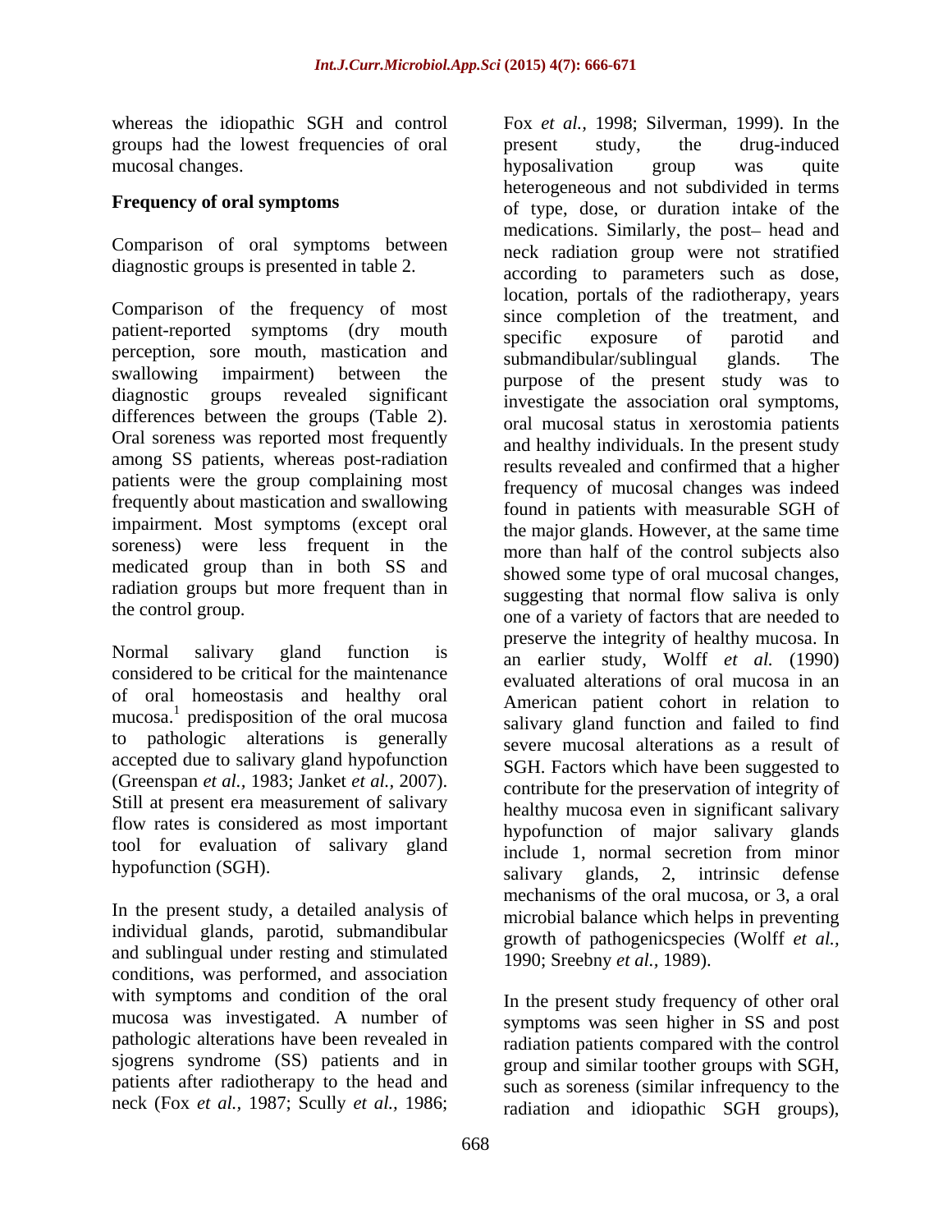whereas the idiopathic SGH and control groups had the lowest frequencies of oral mucosal changes.

## Frequency of oral symptoms

Comparison of oral symptoms between diagnostic groups is presented in table 2.

Comparison of the frequency of most patient-reported symptoms (dry mouth perception, sore mouth, mastication and swallowing impairment) between the diagnostic groups revealed significant differences between the groups (Table 2). Oral soreness was reported most frequently among SS patients, whereas post-radiation patients were the group complaining most frequently about mastication and swallowing impairment. Most symptoms (except oral soreness) were less frequent in the medicated group than in both SS and radiation groups but more frequent than in the control group.

Normal salivary gland function is considered to be critical for the maintenance of oral homeostasis and healthy oral mucosa.[1] predisposition of the oral mucosa to pathologic alterations is generally accepted due to salivary gland hypofunction (Greenspan *et al.,* 1983; Janket *et al.,* 2007). Still at present era measurement of salivary flow rates is considered as most important tool for evaluation of salivary gland hypofunction (SGH).

In the present study, a detailed analysis of individual glands, parotid, submandibular and sublingual under resting and stimulated conditions, was performed, and association with symptoms and condition of the oral mucosa was investigated. A number of pathologic alterations have been revealed in sjogrens syndrome (SS) patients and in patients after radiotherapy to the head and neck (Fox *et al.,* 1987; Scully *et al.,* 1986; Fox *et al.,* 1998; Silverman, 1999). In the present study, the drug-induced hyposalivation group was quite heterogeneous and not subdivided in terms of type, dose, or duration intake of the medications. Similarly, the post– head and neck radiation group were not stratified according to parameters such as dose, location, portals of the radiotherapy, years since completion of the treatment, and specific exposure of parotid and submandibular/sublingual glands. The purpose of the present study was to investigate the association oral symptoms, oral mucosal status in xerostomia patients and healthy individuals. In the present study results revealed and confirmed that a higher frequency of mucosal changes was indeed found in patients with measurable SGH of the major glands. However, at the same time more than half of the control subjects also showed some type of oral mucosal changes, suggesting that normal flow saliva is only one of a variety of factors that are needed to preserve the integrity of healthy mucosa. In an earlier study, Wolff *et al.* (1990) evaluated alterations of oral mucosa in an American patient cohort in relation to salivary gland function and failed to find severe mucosal alterations as a result of SGH. Factors which have been suggested to contribute for the preservation of integrity of healthy mucosa even in significant salivary hypofunction of major salivary glands include 1, normal secretion from minor salivary glands, 2, intrinsic defense mechanisms of the oral mucosa, or 3, a oral microbial balance which helps in preventing growth of pathogenicspecies (Wolff *et al.,* 1990; Sreebny *et al.,* 1989).

In the present study frequency of other oral symptoms was seen higher in SS and post radiation patients compared with the control group and similar toother groups with SGH, such as soreness (similar infrequency to the radiation and idiopathic SGH groups),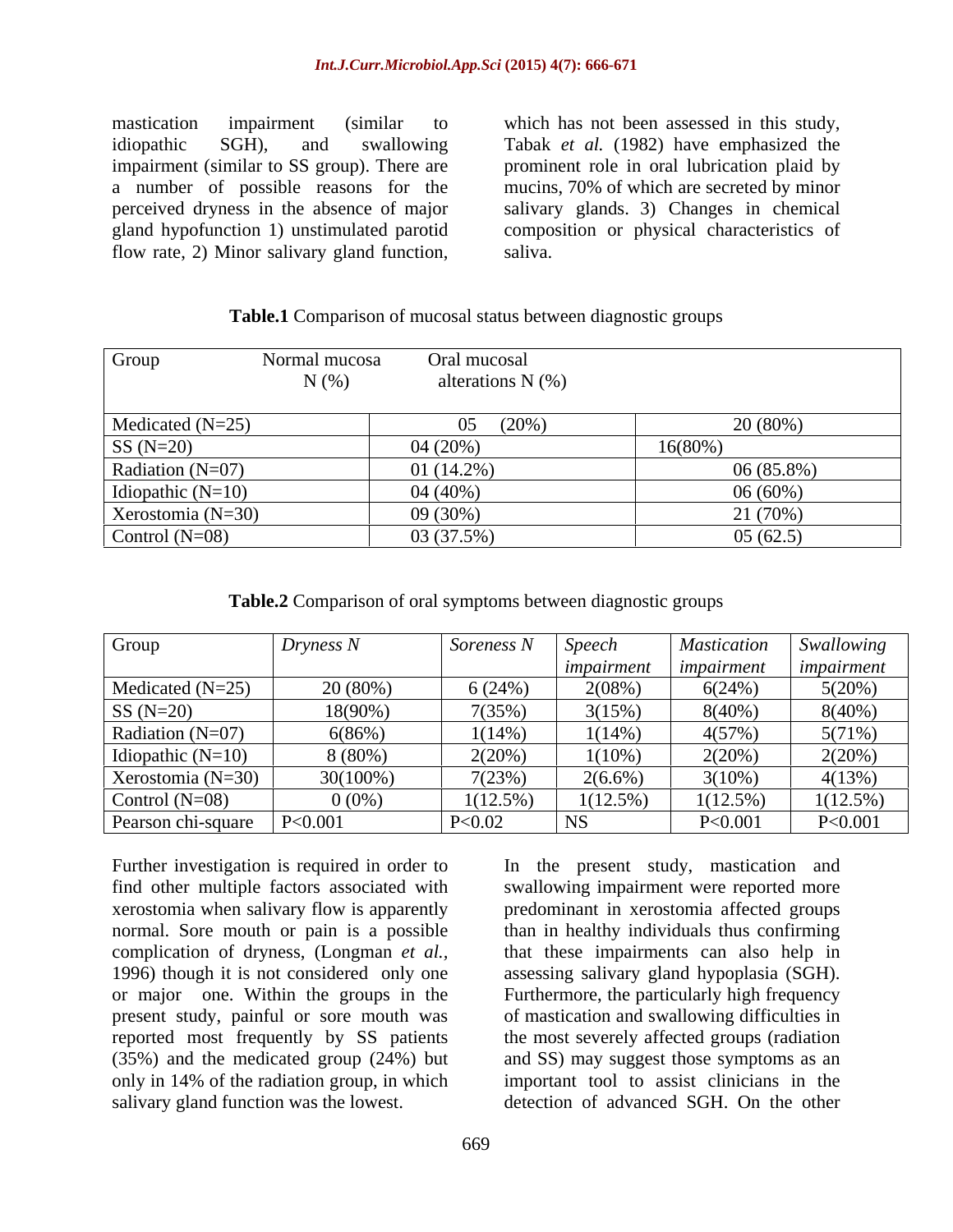mastication impairment (similar to idiopathic SGH), and swallowing impairment (similar to SS group). There are a number of possible reasons for the perceived dryness in the absence of major gland hypofunction 1) unstimulated parotid flow rate, 2) Minor salivary gland function, which has not been assessed in this study, Tabak *et al.* (1982) have emphasized the prominent role in oral lubrication plaid by mucins, 70% of which are secreted by minor salivary glands. 3) Changes in chemical composition or physical characteristics of saliva.

**Table.1** Comparison of mucosal status between diagnostic groups

| Group | Normal mucosa N (%) | Oral mucosal alterations N (%) |
|---|---|---|
| Medicated (N=25) | 05 (20%) | 20 (80%) |
| SS (N=20) | 04 (20%) | 16(80%) |
| Radiation (N=07) | 01 (14.2%) | 06 (85.8%) |
| Idiopathic (N=10) | 04 (40%) | 06 (60%) |
| Xerostomia (N=30) | 09 (30%) | 21 (70%) |
| Control (N=08) | 03 (37.5%) | 05 (62.5) |

**Table.2** Comparison of oral symptoms between diagnostic groups

| Group | *Dryness N* | *Soreness N* | *Speech impairment* | *Mastication impairment* | *Swallowing impairment* |
|---|---|---|---|---|---|
| Medicated (N=25) | 20 (80%) | 6 (24%) | 2(08%) | 6(24%) | 5(20%) |
| SS (N=20) | 18(90%) | 7(35%) | 3(15%) | 8(40%) | 8(40%) |
| Radiation (N=07) | 6(86%) | 1(14%) | 1(14%) | 4(57%) | 5(71%) |
| Idiopathic (N=10) | 8 (80%) | 2(20%) | 1(10%) | 2(20%) | 2(20%) |
| Xerostomia (N=30) | 30(100%) | 7(23%) | 2(6.6%) | 3(10%) | 4(13%) |
| Control (N=08) | 0 (0%) | 1(12.5%) | 1(12.5%) | 1(12.5%) | 1(12.5%) |
| Pearson chi-square | P<0.001 | P<0.02 | NS | P<0.001 | P<0.001 |

Further investigation is required in order to find other multiple factors associated with xerostomia when salivary flow is apparently normal. Sore mouth or pain is a possible complication of dryness, (Longman *et al.*, 1996) though it is not considered only one or major one. Within the groups in the present study, painful or sore mouth was reported most frequently by SS patients (35%) and the medicated group (24%) but only in 14% of the radiation group, in which salivary gland function was the lowest.

In the present study, mastication and swallowing impairment were reported more predominant in xerostomia affected groups than in healthy individuals thus confirming that these impairments can also help in assessing salivary gland hypoplasia (SGH). Furthermore, the particularly high frequency of mastication and swallowing difficulties in the most severely affected groups (radiation and SS) may suggest those symptoms as an important tool to assist clinicians in the detection of advanced SGH. On the other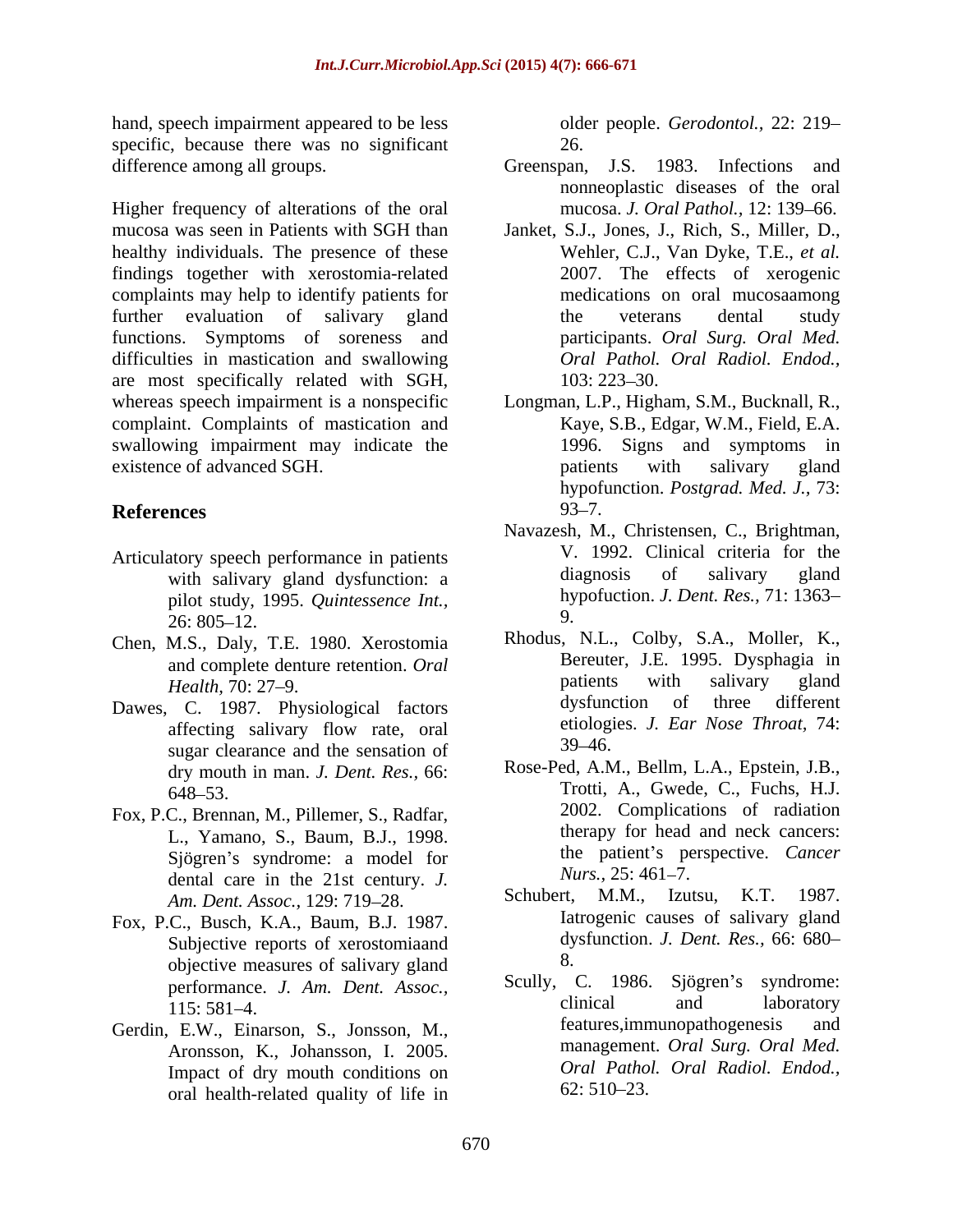hand, speech impairment appeared to be less specific, because there was no significant difference among all groups.

Higher frequency of alterations of the oral mucosa was seen in Patients with SGH than healthy individuals. The presence of these findings together with xerostomia-related complaints may help to identify patients for further evaluation of salivary gland functions. Symptoms of soreness and difficulties in mastication and swallowing are most specifically related with SGH, whereas speech impairment is a nonspecific complaint. Complaints of mastication and swallowing impairment may indicate the existence of advanced SGH.

## References

Articulatory speech performance in patients with salivary gland dysfunction: a pilot study, 1995. *Quintessence Int.,* 26: 805–12.

Chen, M.S., Daly, T.E. 1980. Xerostomia and complete denture retention. *Oral Health,* 70: 27–9.

Dawes, C. 1987. Physiological factors affecting salivary flow rate, oral sugar clearance and the sensation of dry mouth in man. *J. Dent. Res.,* 66: 648–53.

Fox, P.C., Brennan, M., Pillemer, S., Radfar, L., Yamano, S., Baum, B.J., 1998. Sjögren's syndrome: a model for dental care in the 21st century. *J. Am. Dent. Assoc.,* 129: 719–28.

Fox, P.C., Busch, K.A., Baum, B.J. 1987. Subjective reports of xerostomiaand objective measures of salivary gland performance. *J. Am. Dent. Assoc.,* 115: 581–4.

Gerdin, E.W., Einarson, S., Jonsson, M., Aronsson, K., Johansson, I. 2005. Impact of dry mouth conditions on oral health-related quality of life in older people. *Gerodontol.,* 22: 219–26.

Greenspan, J.S. 1983. Infections and nonneoplastic diseases of the oral mucosa. *J. Oral Pathol.,* 12: 139–66.

Janket, S.J., Jones, J., Rich, S., Miller, D., Wehler, C.J., Van Dyke, T.E., *et al.* 2007. The effects of xerogenic medications on oral mucosaamong the veterans dental study participants. *Oral Surg. Oral Med. Oral Pathol. Oral Radiol. Endod.,* 103: 223–30.

Longman, L.P., Higham, S.M., Bucknall, R., Kaye, S.B., Edgar, W.M., Field, E.A. 1996. Signs and symptoms in patients with salivary gland hypofunction. *Postgrad. Med. J.,* 73: 93–7.

Navazesh, M., Christensen, C., Brightman, V. 1992. Clinical criteria for the diagnosis of salivary gland hypofuction. *J. Dent. Res.,* 71: 1363–9.

Rhodus, N.L., Colby, S.A., Moller, K., Bereuter, J.E. 1995. Dysphagia in patients with salivary gland dysfunction of three different etiologies. *J. Ear Nose Throat,* 74: 39–46.

Rose-Ped, A.M., Bellm, L.A., Epstein, J.B., Trotti, A., Gwede, C., Fuchs, H.J. 2002. Complications of radiation therapy for head and neck cancers: the patient's perspective. *Cancer Nurs.,* 25: 461–7.

Schubert, M.M., Izutsu, K.T. 1987. Iatrogenic causes of salivary gland dysfunction. *J. Dent. Res.,* 66: 680–8.

Scully, C. 1986. Sjögren's syndrome: clinical and laboratory features,immunopathogenesis and management. *Oral Surg. Oral Med. Oral Pathol. Oral Radiol. Endod.,* 62: 510–23.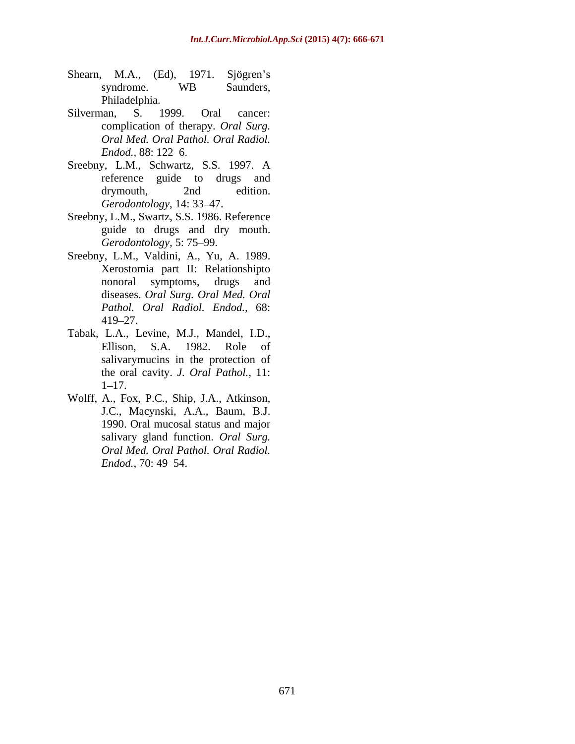Shearn, M.A., (Ed), 1971. Sjögren's syndrome. WB Saunders, Philadelphia.

Silverman, S. 1999. Oral cancer: complication of therapy. *Oral Surg. Oral Med. Oral Pathol. Oral Radiol. Endod.*, 88: 122–6.

Sreebny, L.M., Schwartz, S.S. 1997. A reference guide to drugs and drymouth, 2nd edition. *Gerodontology*, 14: 33–47.

Sreebny, L.M., Swartz, S.S. 1986. Reference guide to drugs and dry mouth. *Gerodontology*, 5: 75–99.

Sreebny, L.M., Valdini, A., Yu, A. 1989. Xerostomia part II: Relationshipto nonoral symptoms, drugs and diseases. *Oral Surg. Oral Med. Oral Pathol. Oral Radiol. Endod.*, 68: 419–27.

Tabak, L.A., Levine, M.J., Mandel, I.D., Ellison, S.A. 1982. Role of salivarymucins in the protection of the oral cavity. *J. Oral Pathol.*, 11: 1–17.

Wolff, A., Fox, P.C., Ship, J.A., Atkinson, J.C., Macynski, A.A., Baum, B.J. 1990. Oral mucosal status and major salivary gland function. *Oral Surg. Oral Med. Oral Pathol. Oral Radiol. Endod.*, 70: 49–54.